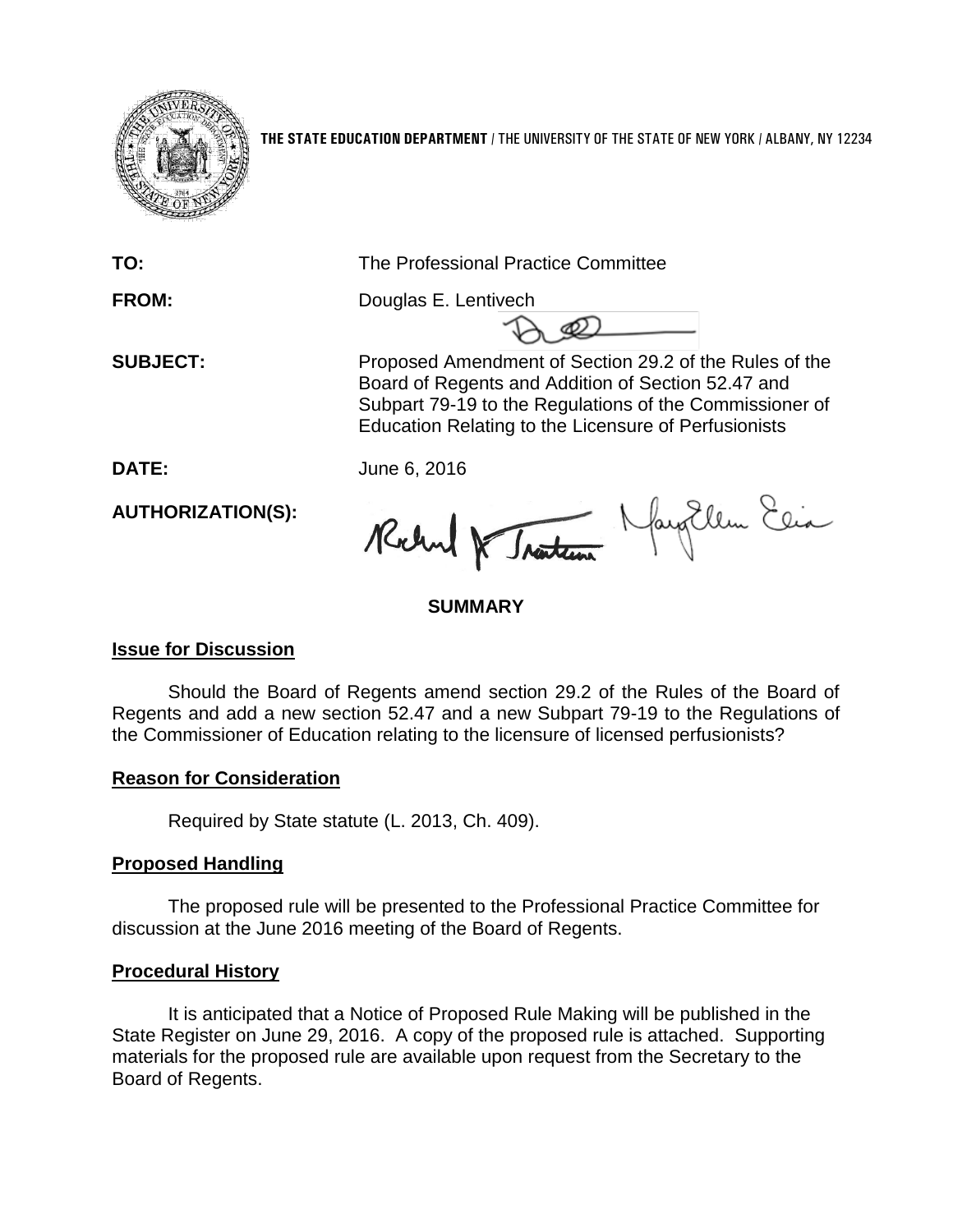**THE STATE EDUCATION DEPARTMENT** / THE UNIVERSITY OF THE STATE OF NEW YORK / ALBANY, NY 12234

**TO:** The Professional Practice Committee

**FROM:** Douglas E. Lentivech

**SUBJECT:** Proposed Amendment of Section 29.2 of the Rules of the Board of Regents and Addition of Section 52.47 and Subpart 79-19 to the Regulations of the Commissioner of Education Relating to the Licensure of Perfusionists

**DATE:** June 6, 2016

**AUTHORIZATION(S):**

## SUMMARY

### Issue for Discussion

Should the Board of Regents amend section 29.2 of the Rules of the Board of Regents and add a new section 52.47 and a new Subpart 79-19 to the Regulations of the Commissioner of Education relating to the licensure of licensed perfusionists?

### Reason for Consideration

Required by State statute (L. 2013, Ch. 409).

### Proposed Handling

The proposed rule will be presented to the Professional Practice Committee for discussion at the June 2016 meeting of the Board of Regents.

### Procedural History

It is anticipated that a Notice of Proposed Rule Making will be published in the State Register on June 29, 2016. A copy of the proposed rule is attached. Supporting materials for the proposed rule are available upon request from the Secretary to the Board of Regents.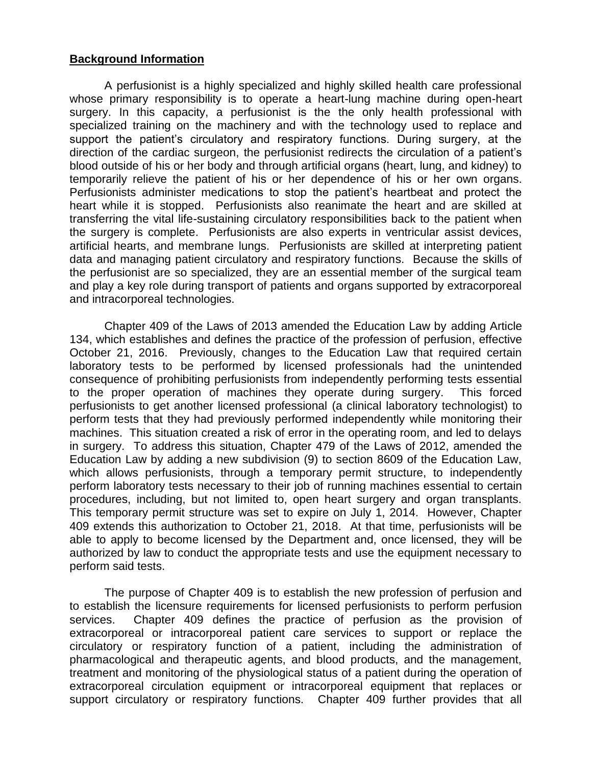## **Background Information**

A perfusionist is a highly specialized and highly skilled health care professional whose primary responsibility is to operate a heart-lung machine during open-heart surgery. In this capacity, a perfusionist is the the only health professional with specialized training on the machinery and with the technology used to replace and support the patient's circulatory and respiratory functions. During surgery, at the direction of the cardiac surgeon, the perfusionist redirects the circulation of a patient's blood outside of his or her body and through artificial organs (heart, lung, and kidney) to temporarily relieve the patient of his or her dependence of his or her own organs. Perfusionists administer medications to stop the patient's heartbeat and protect the heart while it is stopped. Perfusionists also reanimate the heart and are skilled at transferring the vital life-sustaining circulatory responsibilities back to the patient when the surgery is complete. Perfusionists are also experts in ventricular assist devices, artificial hearts, and membrane lungs. Perfusionists are skilled at interpreting patient data and managing patient circulatory and respiratory functions. Because the skills of the perfusionist are so specialized, they are an essential member of the surgical team and play a key role during transport of patients and organs supported by extracorporeal and intracorporeal technologies.

Chapter 409 of the Laws of 2013 amended the Education Law by adding Article 134, which establishes and defines the practice of the profession of perfusion, effective October 21, 2016. Previously, changes to the Education Law that required certain laboratory tests to be performed by licensed professionals had the unintended consequence of prohibiting perfusionists from independently performing tests essential to the proper operation of machines they operate during surgery. This forced perfusionists to get another licensed professional (a clinical laboratory technologist) to perform tests that they had previously performed independently while monitoring their machines. This situation created a risk of error in the operating room, and led to delays in surgery. To address this situation, Chapter 479 of the Laws of 2012, amended the Education Law by adding a new subdivision (9) to section 8609 of the Education Law, which allows perfusionists, through a temporary permit structure, to independently perform laboratory tests necessary to their job of running machines essential to certain procedures, including, but not limited to, open heart surgery and organ transplants. This temporary permit structure was set to expire on July 1, 2014. However, Chapter 409 extends this authorization to October 21, 2018. At that time, perfusionists will be able to apply to become licensed by the Department and, once licensed, they will be authorized by law to conduct the appropriate tests and use the equipment necessary to perform said tests.

The purpose of Chapter 409 is to establish the new profession of perfusion and to establish the licensure requirements for licensed perfusionists to perform perfusion services. Chapter 409 defines the practice of perfusion as the provision of extracorporeal or intracorporeal patient care services to support or replace the circulatory or respiratory function of a patient, including the administration of pharmacological and therapeutic agents, and blood products, and the management, treatment and monitoring of the physiological status of a patient during the operation of extracorporeal circulation equipment or intracorporeal equipment that replaces or support circulatory or respiratory functions. Chapter 409 further provides that all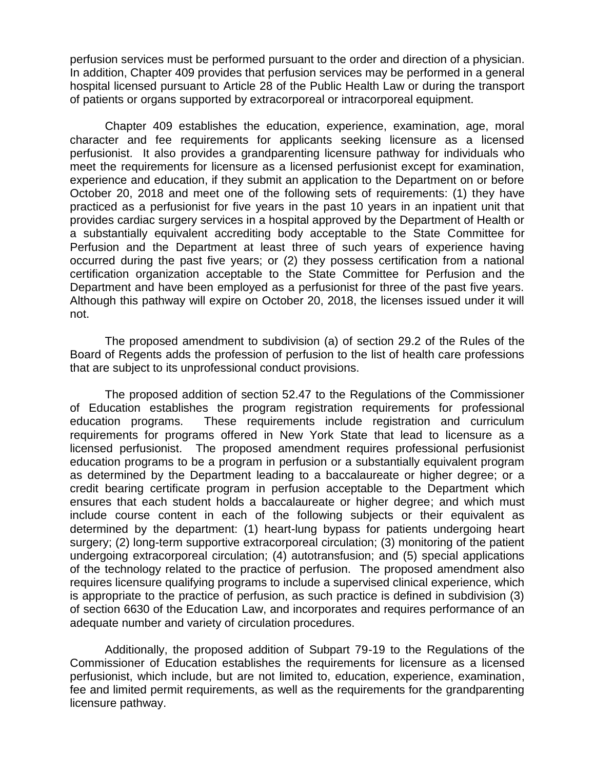perfusion services must be performed pursuant to the order and direction of a physician. In addition, Chapter 409 provides that perfusion services may be performed in a general hospital licensed pursuant to Article 28 of the Public Health Law or during the transport of patients or organs supported by extracorporeal or intracorporeal equipment.

Chapter 409 establishes the education, experience, examination, age, moral character and fee requirements for applicants seeking licensure as a licensed perfusionist. It also provides a grandparenting licensure pathway for individuals who meet the requirements for licensure as a licensed perfusionist except for examination, experience and education, if they submit an application to the Department on or before October 20, 2018 and meet one of the following sets of requirements: (1) they have practiced as a perfusionist for five years in the past 10 years in an inpatient unit that provides cardiac surgery services in a hospital approved by the Department of Health or a substantially equivalent accrediting body acceptable to the State Committee for Perfusion and the Department at least three of such years of experience having occurred during the past five years; or (2) they possess certification from a national certification organization acceptable to the State Committee for Perfusion and the Department and have been employed as a perfusionist for three of the past five years. Although this pathway will expire on October 20, 2018, the licenses issued under it will not.

The proposed amendment to subdivision (a) of section 29.2 of the Rules of the Board of Regents adds the profession of perfusion to the list of health care professions that are subject to its unprofessional conduct provisions.

The proposed addition of section 52.47 to the Regulations of the Commissioner of Education establishes the program registration requirements for professional education programs. These requirements include registration and curriculum requirements for programs offered in New York State that lead to licensure as a licensed perfusionist. The proposed amendment requires professional perfusionist education programs to be a program in perfusion or a substantially equivalent program as determined by the Department leading to a baccalaureate or higher degree; or a credit bearing certificate program in perfusion acceptable to the Department which ensures that each student holds a baccalaureate or higher degree; and which must include course content in each of the following subjects or their equivalent as determined by the department: (1) heart-lung bypass for patients undergoing heart surgery; (2) long-term supportive extracorporeal circulation; (3) monitoring of the patient undergoing extracorporeal circulation; (4) autotransfusion; and (5) special applications of the technology related to the practice of perfusion. The proposed amendment also requires licensure qualifying programs to include a supervised clinical experience, which is appropriate to the practice of perfusion, as such practice is defined in subdivision (3) of section 6630 of the Education Law, and incorporates and requires performance of an adequate number and variety of circulation procedures.

Additionally, the proposed addition of Subpart 79-19 to the Regulations of the Commissioner of Education establishes the requirements for licensure as a licensed perfusionist, which include, but are not limited to, education, experience, examination, fee and limited permit requirements, as well as the requirements for the grandparenting licensure pathway.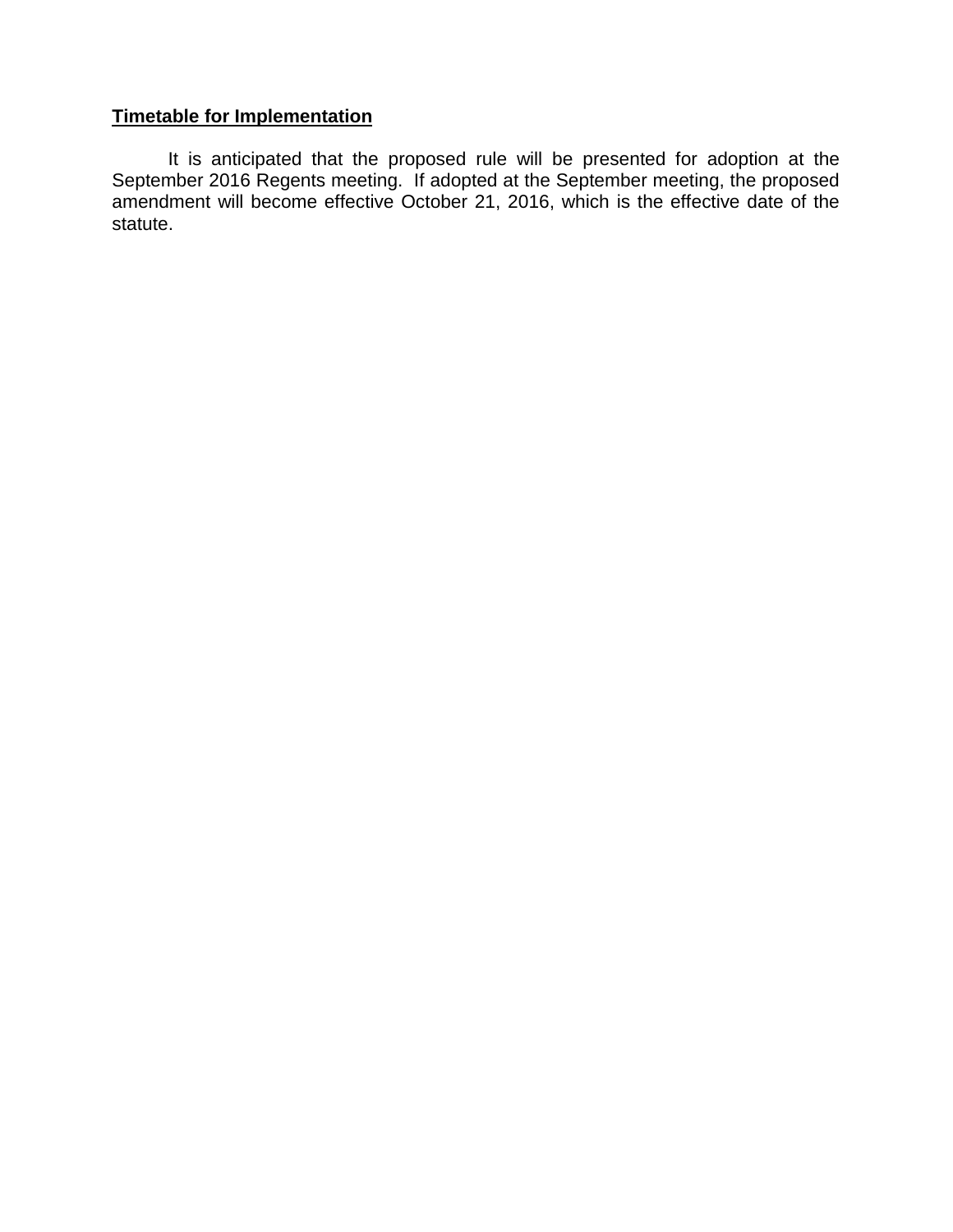**Timetable for Implementation**

It is anticipated that the proposed rule will be presented for adoption at the September 2016 Regents meeting. If adopted at the September meeting, the proposed amendment will become effective October 21, 2016, which is the effective date of the statute.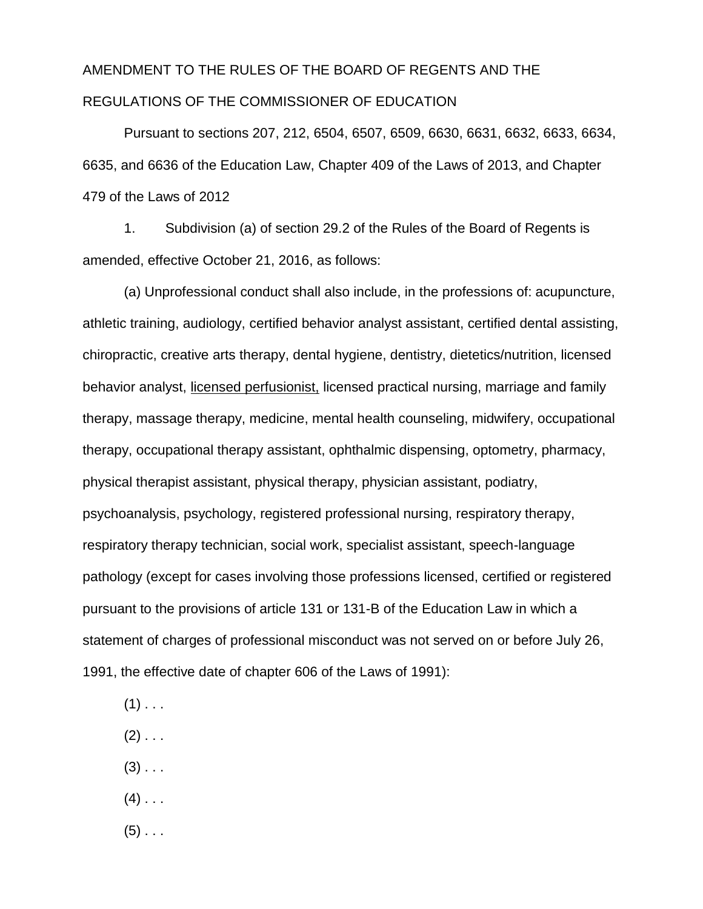AMENDMENT TO THE RULES OF THE BOARD OF REGENTS AND THE REGULATIONS OF THE COMMISSIONER OF EDUCATION

Pursuant to sections 207, 212, 6504, 6507, 6509, 6630, 6631, 6632, 6633, 6634, 6635, and 6636 of the Education Law, Chapter 409 of the Laws of 2013, and Chapter 479 of the Laws of 2012

1. Subdivision (a) of section 29.2 of the Rules of the Board of Regents is amended, effective October 21, 2016, as follows:

(a) Unprofessional conduct shall also include, in the professions of: acupuncture, athletic training, audiology, certified behavior analyst assistant, certified dental assisting, chiropractic, creative arts therapy, dental hygiene, dentistry, dietetics/nutrition, licensed behavior analyst, <u>licensed perfusionist,</u> licensed practical nursing, marriage and family therapy, massage therapy, medicine, mental health counseling, midwifery, occupational therapy, occupational therapy assistant, ophthalmic dispensing, optometry, pharmacy, physical therapist assistant, physical therapy, physician assistant, podiatry, psychoanalysis, psychology, registered professional nursing, respiratory therapy, respiratory therapy technician, social work, specialist assistant, speech-language pathology (except for cases involving those professions licensed, certified or registered pursuant to the provisions of article 131 or 131-B of the Education Law in which a statement of charges of professional misconduct was not served on or before July 26, 1991, the effective date of chapter 606 of the Laws of 1991):

(1) . . .

(2) . . .

(3) . . .

(4) . . .

(5) . . .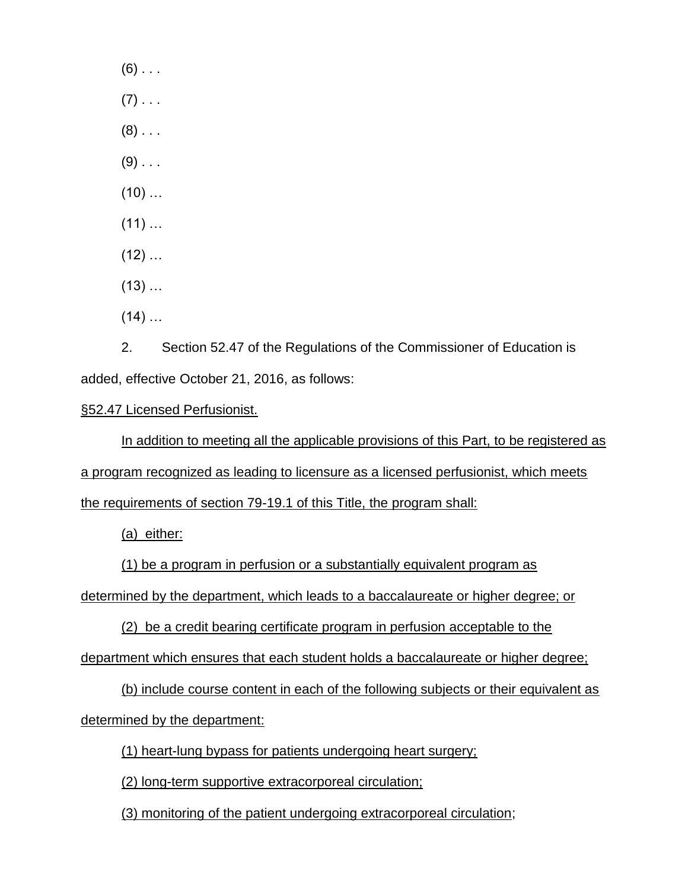(6) . . .

(7) . . .

(8) . . .

(9) . . .

(10) …

(11) …

(12) …

(13) …

(14) …

2. Section 52.47 of the Regulations of the Commissioner of Education is added, effective October 21, 2016, as follows:

§52.47 Licensed Perfusionist.

In addition to meeting all the applicable provisions of this Part, to be registered as a program recognized as leading to licensure as a licensed perfusionist, which meets the requirements of section 79-19.1 of this Title, the program shall:

(a) either:

(1) be a program in perfusion or a substantially equivalent program as determined by the department, which leads to a baccalaureate or higher degree; or

(2) be a credit bearing certificate program in perfusion acceptable to the department which ensures that each student holds a baccalaureate or higher degree;

(b) include course content in each of the following subjects or their equivalent as determined by the department:

(1) heart-lung bypass for patients undergoing heart surgery;

(2) long-term supportive extracorporeal circulation;

(3) monitoring of the patient undergoing extracorporeal circulation;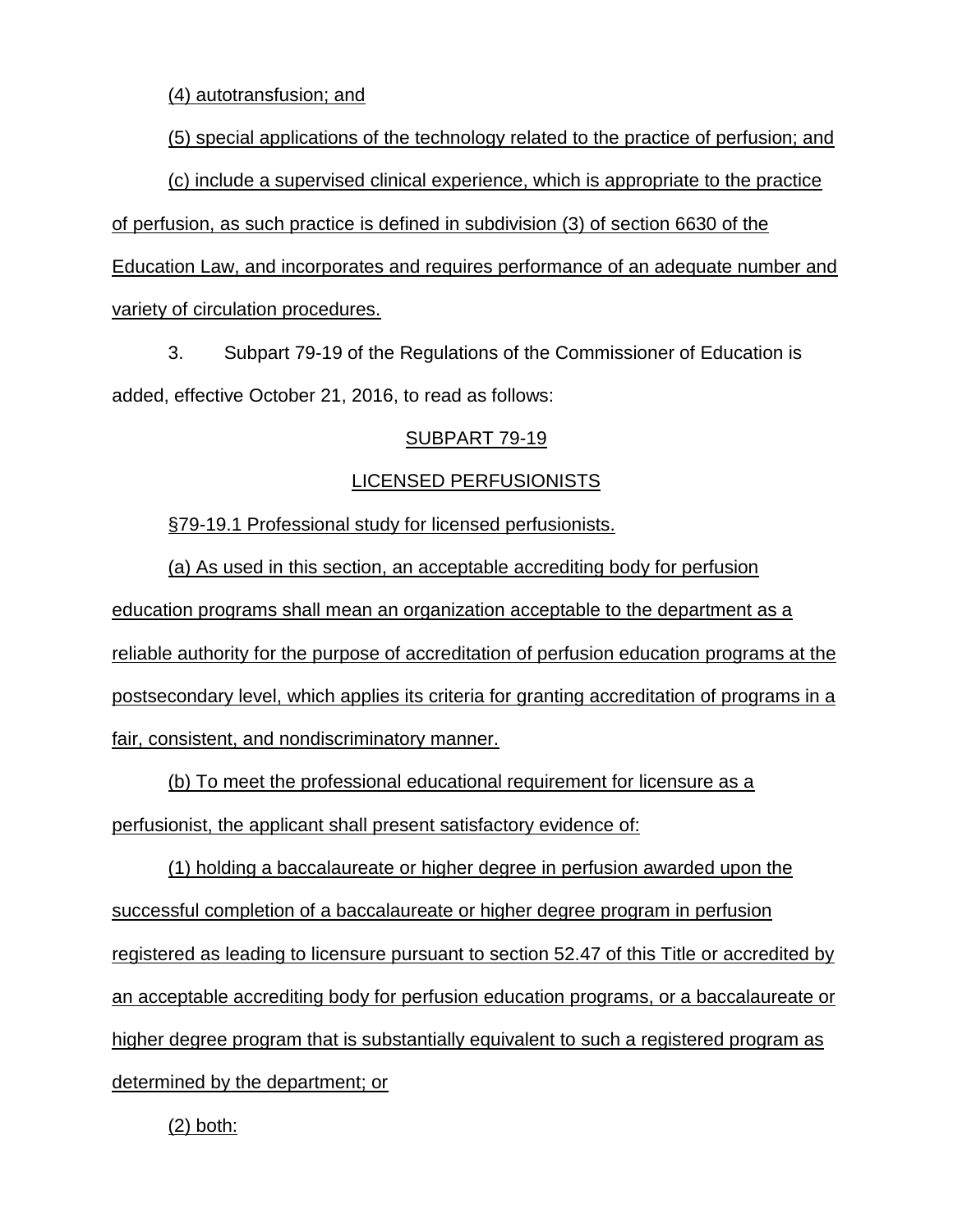(4) autotransfusion; and

(5) special applications of the technology related to the practice of perfusion; and

(c) include a supervised clinical experience, which is appropriate to the practice of perfusion, as such practice is defined in subdivision (3) of section 6630 of the Education Law, and incorporates and requires performance of an adequate number and variety of circulation procedures.

3. Subpart 79-19 of the Regulations of the Commissioner of Education is added, effective October 21, 2016, to read as follows:

SUBPART 79-19

LICENSED PERFUSIONISTS

§79-19.1 Professional study for licensed perfusionists.

(a) As used in this section, an acceptable accrediting body for perfusion education programs shall mean an organization acceptable to the department as a reliable authority for the purpose of accreditation of perfusion education programs at the postsecondary level, which applies its criteria for granting accreditation of programs in a fair, consistent, and nondiscriminatory manner.

(b) To meet the professional educational requirement for licensure as a perfusionist, the applicant shall present satisfactory evidence of:

(1) holding a baccalaureate or higher degree in perfusion awarded upon the successful completion of a baccalaureate or higher degree program in perfusion registered as leading to licensure pursuant to section 52.47 of this Title or accredited by an acceptable accrediting body for perfusion education programs, or a baccalaureate or higher degree program that is substantially equivalent to such a registered program as determined by the department; or

(2) both: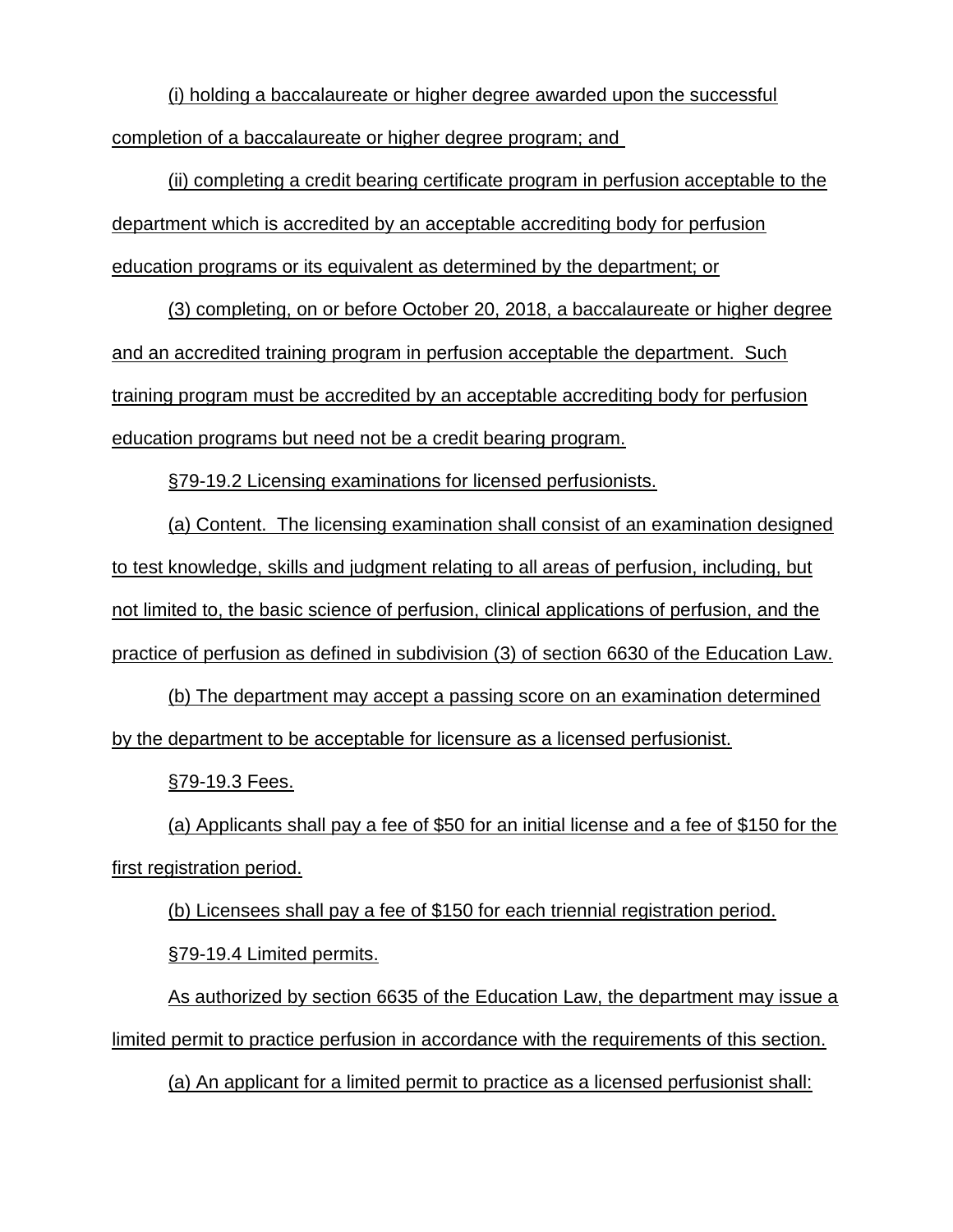(i) holding a baccalaureate or higher degree awarded upon the successful completion of a baccalaureate or higher degree program; and

(ii) completing a credit bearing certificate program in perfusion acceptable to the department which is accredited by an acceptable accrediting body for perfusion education programs or its equivalent as determined by the department; or

(3) completing, on or before October 20, 2018, a baccalaureate or higher degree and an accredited training program in perfusion acceptable the department. Such training program must be accredited by an acceptable accrediting body for perfusion education programs but need not be a credit bearing program.

§79-19.2 Licensing examinations for licensed perfusionists.

(a) Content. The licensing examination shall consist of an examination designed to test knowledge, skills and judgment relating to all areas of perfusion, including, but not limited to, the basic science of perfusion, clinical applications of perfusion, and the practice of perfusion as defined in subdivision (3) of section 6630 of the Education Law.

(b) The department may accept a passing score on an examination determined by the department to be acceptable for licensure as a licensed perfusionist.

§79-19.3 Fees.

(a) Applicants shall pay a fee of $50 for an initial license and a fee of $150 for the first registration period.

(b) Licensees shall pay a fee of $150 for each triennial registration period.

§79-19.4 Limited permits.

As authorized by section 6635 of the Education Law, the department may issue a limited permit to practice perfusion in accordance with the requirements of this section.

(a) An applicant for a limited permit to practice as a licensed perfusionist shall: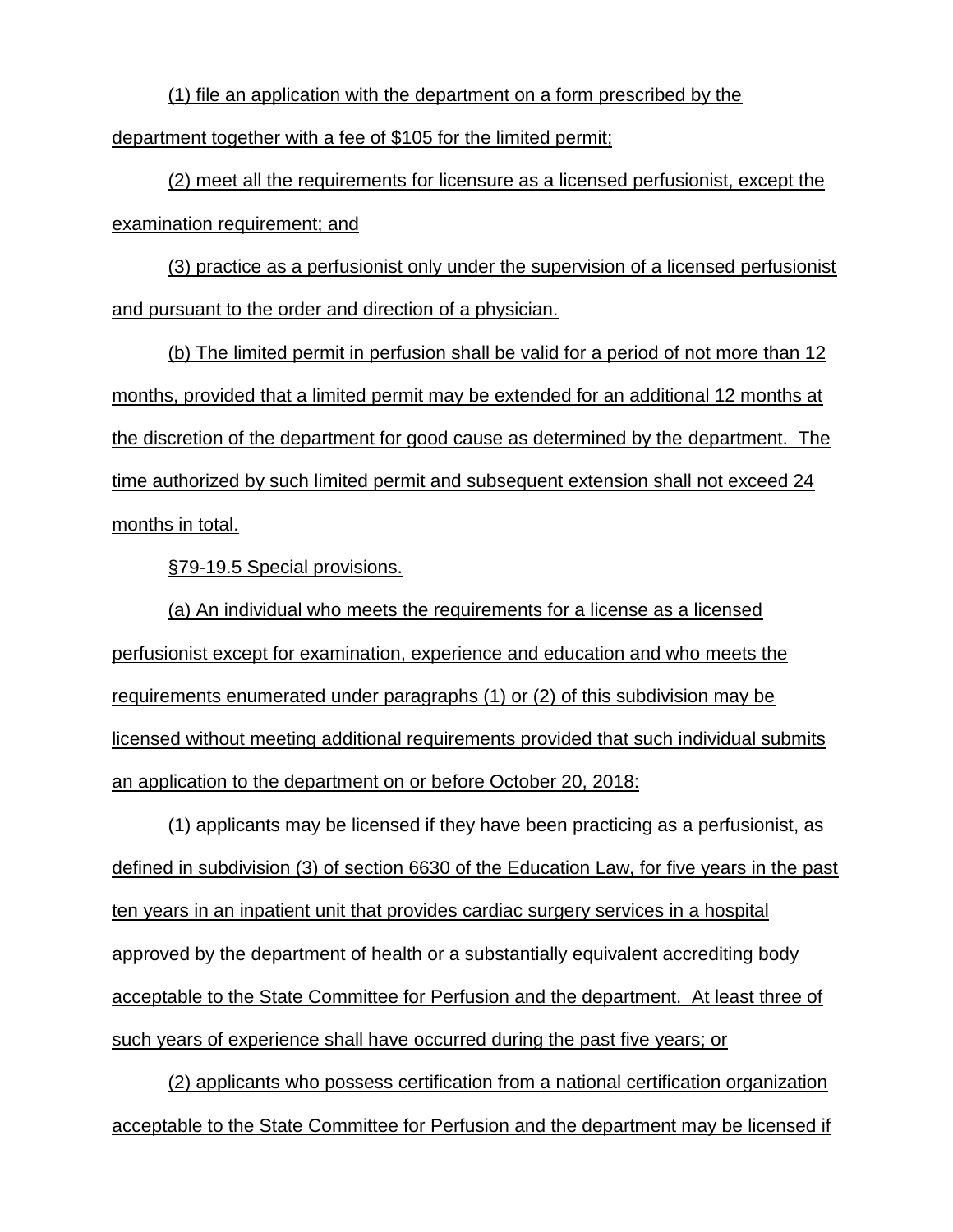(1) file an application with the department on a form prescribed by the department together with a fee of $105 for the limited permit;

(2) meet all the requirements for licensure as a licensed perfusionist, except the examination requirement; and

(3) practice as a perfusionist only under the supervision of a licensed perfusionist and pursuant to the order and direction of a physician.

(b) The limited permit in perfusion shall be valid for a period of not more than 12 months, provided that a limited permit may be extended for an additional 12 months at the discretion of the department for good cause as determined by the department. The time authorized by such limited permit and subsequent extension shall not exceed 24 months in total.

§79-19.5 Special provisions.

(a) An individual who meets the requirements for a license as a licensed perfusionist except for examination, experience and education and who meets the requirements enumerated under paragraphs (1) or (2) of this subdivision may be licensed without meeting additional requirements provided that such individual submits an application to the department on or before October 20, 2018:

(1) applicants may be licensed if they have been practicing as a perfusionist, as defined in subdivision (3) of section 6630 of the Education Law, for five years in the past ten years in an inpatient unit that provides cardiac surgery services in a hospital approved by the department of health or a substantially equivalent accrediting body acceptable to the State Committee for Perfusion and the department. At least three of such years of experience shall have occurred during the past five years; or

(2) applicants who possess certification from a national certification organization acceptable to the State Committee for Perfusion and the department may be licensed if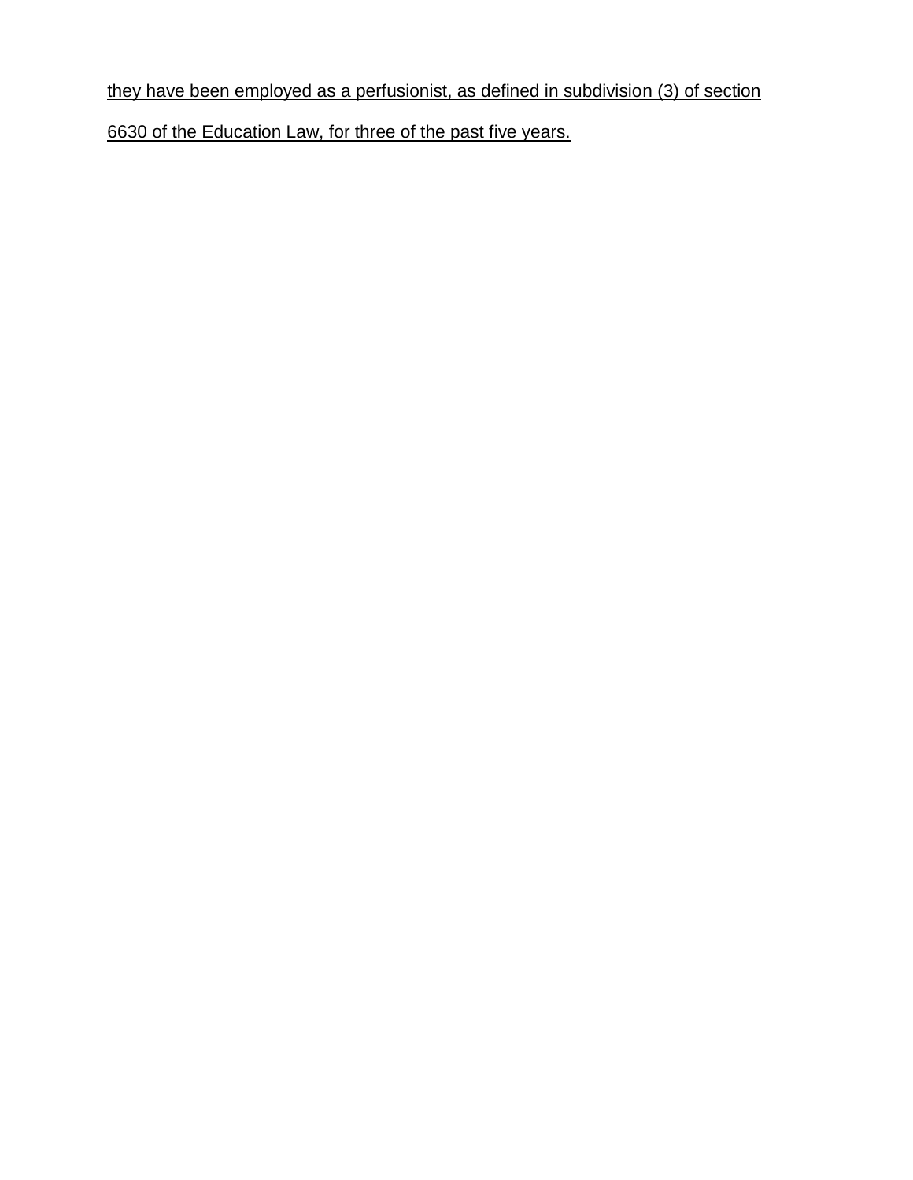they have been employed as a perfusionist, as defined in subdivision (3) of section 6630 of the Education Law, for three of the past five years.